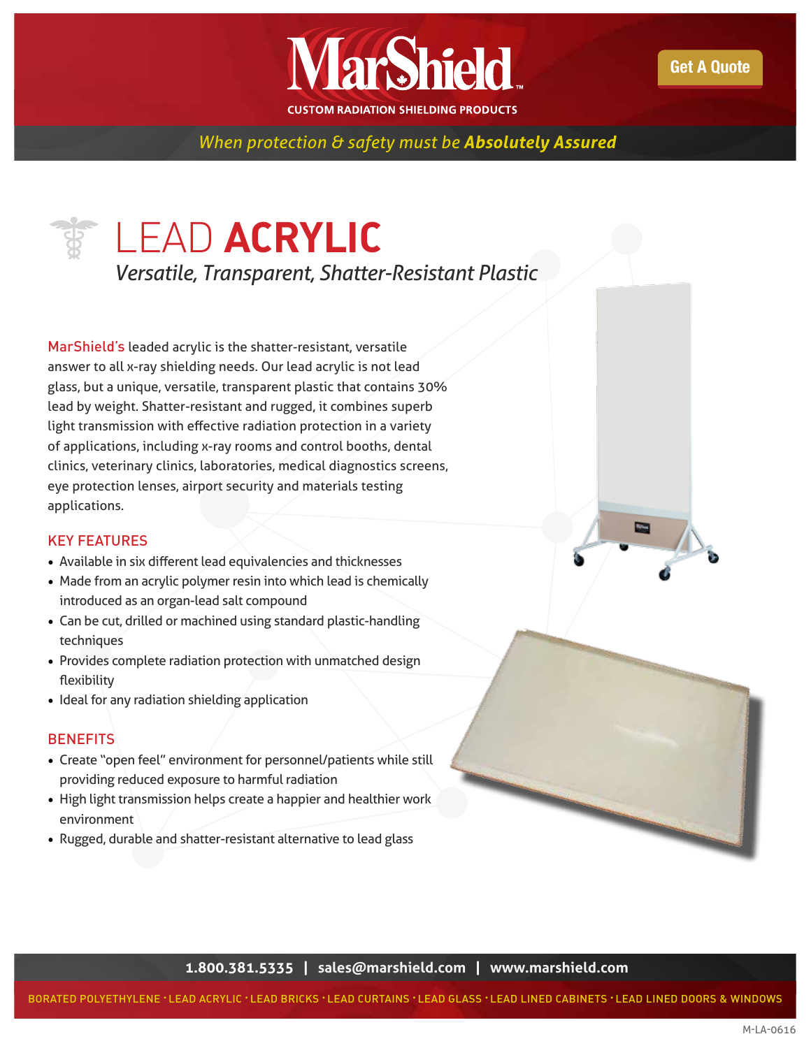# MarShield

CUSTOM RADIATION SHIELDING PRODUCTS

Get A Quote

*When protection & safety must be **Absolutely Assured***

# LEAD **ACRYLIC**

*Versatile, Transparent, Shatter-Resistant Plastic*

MarShield's leaded acrylic is the shatter-resistant, versatile answer to all x-ray shielding needs. Our lead acrylic is not lead glass, but a unique, versatile, transparent plastic that contains 30% lead by weight. Shatter-resistant and rugged, it combines superb light transmission with effective radiation protection in a variety of applications, including x-ray rooms and control booths, dental clinics, veterinary clinics, laboratories, medical diagnostics screens, eye protection lenses, airport security and materials testing applications.

## KEY FEATURES

- Available in six different lead equivalencies and thicknesses
- Made from an acrylic polymer resin into which lead is chemically introduced as an organ-lead salt compound
- Can be cut, drilled or machined using standard plastic-handling techniques
- Provides complete radiation protection with unmatched design flexibility
- Ideal for any radiation shielding application

## BENEFITS

- Create "open feel" environment for personnel/patients while still providing reduced exposure to harmful radiation
- High light transmission helps create a happier and healthier work environment
- Rugged, durable and shatter-resistant alternative to lead glass

**1.800.381.5335 | sales@marshield.com | www.marshield.com**

BORATED POLYETHYLENE · LEAD ACRYLIC · LEAD BRICKS · LEAD CURTAINS · LEAD GLASS · LEAD LINED CABINETS · LEAD LINED DOORS & WINDOWS

M-LA-0616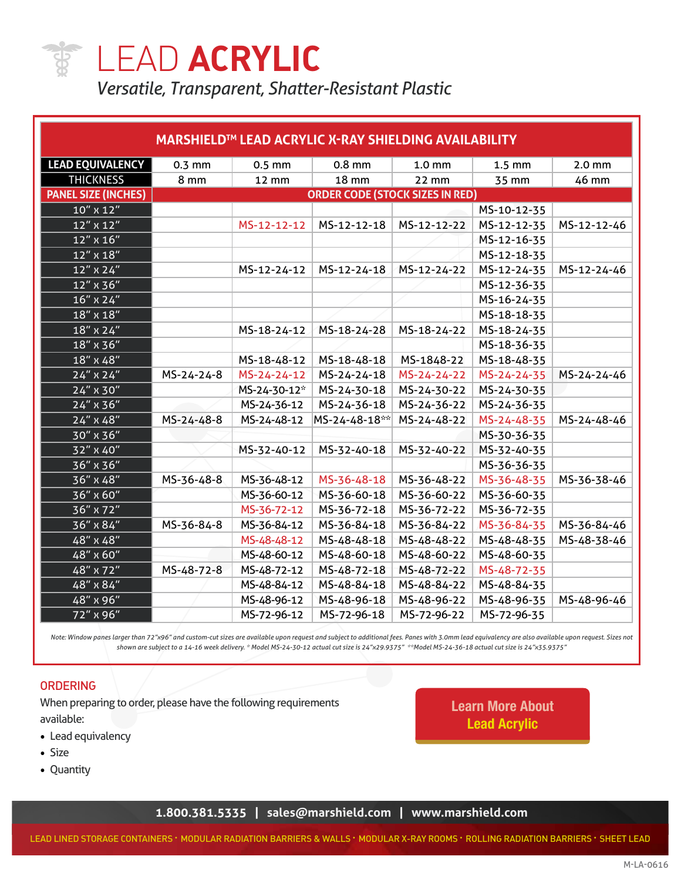# LEAD **ACRYLIC**

*Versatile, Transparent, Shatter-Resistant Plastic*

## MARSHIELD™ LEAD ACRYLIC X-RAY SHIELDING AVAILABILITY

| LEAD EQUIVALENCY | 0.3 mm | 0.5 mm | 0.8 mm | 1.0 mm | 1.5 mm | 2.0 mm |
|---|---|---|---|---|---|---|
| THICKNESS | 8 mm | 12 mm | 18 mm | 22 mm | 35 mm | 46 mm |
| PANEL SIZE (INCHES) | ORDER CODE (STOCK SIZES IN RED) | | | | | |
| 10″ x 12″ | | | | | MS-10-12-35 | |
| 12″ x 12″ | | MS-12-12-12 | MS-12-12-18 | MS-12-12-22 | MS-12-12-35 | MS-12-12-46 |
| 12″ x 16″ | | | | | MS-12-16-35 | |
| 12″ x 18″ | | | | | MS-12-18-35 | |
| 12″ x 24″ | | MS-12-24-12 | MS-12-24-18 | MS-12-24-22 | MS-12-24-35 | MS-12-24-46 |
| 12″ x 36″ | | | | | MS-12-36-35 | |
| 16″ x 24″ | | | | | MS-16-24-35 | |
| 18″ x 18″ | | | | | MS-18-18-35 | |
| 18″ x 24″ | | MS-18-24-12 | MS-18-24-28 | MS-18-24-22 | MS-18-24-35 | |
| 18″ x 36″ | | | | | MS-18-36-35 | |
| 18″ x 48″ | | MS-18-48-12 | MS-18-48-18 | MS-1848-22 | MS-18-48-35 | |
| 24″ x 24″ | MS-24-24-8 | MS-24-24-12 | MS-24-24-18 | MS-24-24-22 | MS-24-24-35 | MS-24-24-46 |
| 24″ x 30″ | | MS-24-30-12* | MS-24-30-18 | MS-24-30-22 | MS-24-30-35 | |
| 24″ x 36″ | | MS-24-36-12 | MS-24-36-18 | MS-24-36-22 | MS-24-36-35 | |
| 24″ x 48″ | MS-24-48-8 | MS-24-48-12 | MS-24-48-18** | MS-24-48-22 | MS-24-48-35 | MS-24-48-46 |
| 30″ x 36″ | | | | | MS-30-36-35 | |
| 32″ x 40″ | | MS-32-40-12 | MS-32-40-18 | MS-32-40-22 | MS-32-40-35 | |
| 36″ x 36″ | | | | | MS-36-36-35 | |
| 36″ x 48″ | MS-36-48-8 | MS-36-48-12 | MS-36-48-18 | MS-36-48-22 | MS-36-48-35 | MS-36-38-46 |
| 36″ x 60″ | | MS-36-60-12 | MS-36-60-18 | MS-36-60-22 | MS-36-60-35 | |
| 36″ x 72″ | | MS-36-72-12 | MS-36-72-18 | MS-36-72-22 | MS-36-72-35 | |
| 36″ x 84″ | MS-36-84-8 | MS-36-84-12 | MS-36-84-18 | MS-36-84-22 | MS-36-84-35 | MS-36-84-46 |
| 48″ x 48″ | | MS-48-48-12 | MS-48-48-18 | MS-48-48-22 | MS-48-48-35 | MS-48-38-46 |
| 48″ x 60″ | | MS-48-60-12 | MS-48-60-18 | MS-48-60-22 | MS-48-60-35 | |
| 48″ x 72″ | MS-48-72-8 | MS-48-72-12 | MS-48-72-18 | MS-48-72-22 | MS-48-72-35 | |
| 48″ x 84″ | | MS-48-84-12 | MS-48-84-18 | MS-48-84-22 | MS-48-84-35 | |
| 48″ x 96″ | | MS-48-96-12 | MS-48-96-18 | MS-48-96-22 | MS-48-96-35 | MS-48-96-46 |
| 72″ x 96″ | | MS-72-96-12 | MS-72-96-18 | MS-72-96-22 | MS-72-96-35 | |

*Note: Window panes larger than 72″x96″ and custom-cut sizes are available upon request and subject to additional fees. Panes with 3.0mm lead equivalency are also available upon request. Sizes not shown are subject to a 14-16 week delivery. * Model MS-24-30-12 actual cut size is 24″x29.9375″ **Model MS-24-36-18 actual cut size is 24″x35.9375″*

## ORDERING

When preparing to order, please have the following requirements available:

- Lead equivalency
- Size
- Quantity

**Learn More About Lead Acrylic**

**1.800.381.5335 | sales@marshield.com | www.marshield.com**

LEAD LINED STORAGE CONTAINERS · MODULAR RADIATION BARRIERS & WALLS · MODULAR X-RAY ROOMS · ROLLING RADIATION BARRIERS · SHEET LEAD

M-LA-0616